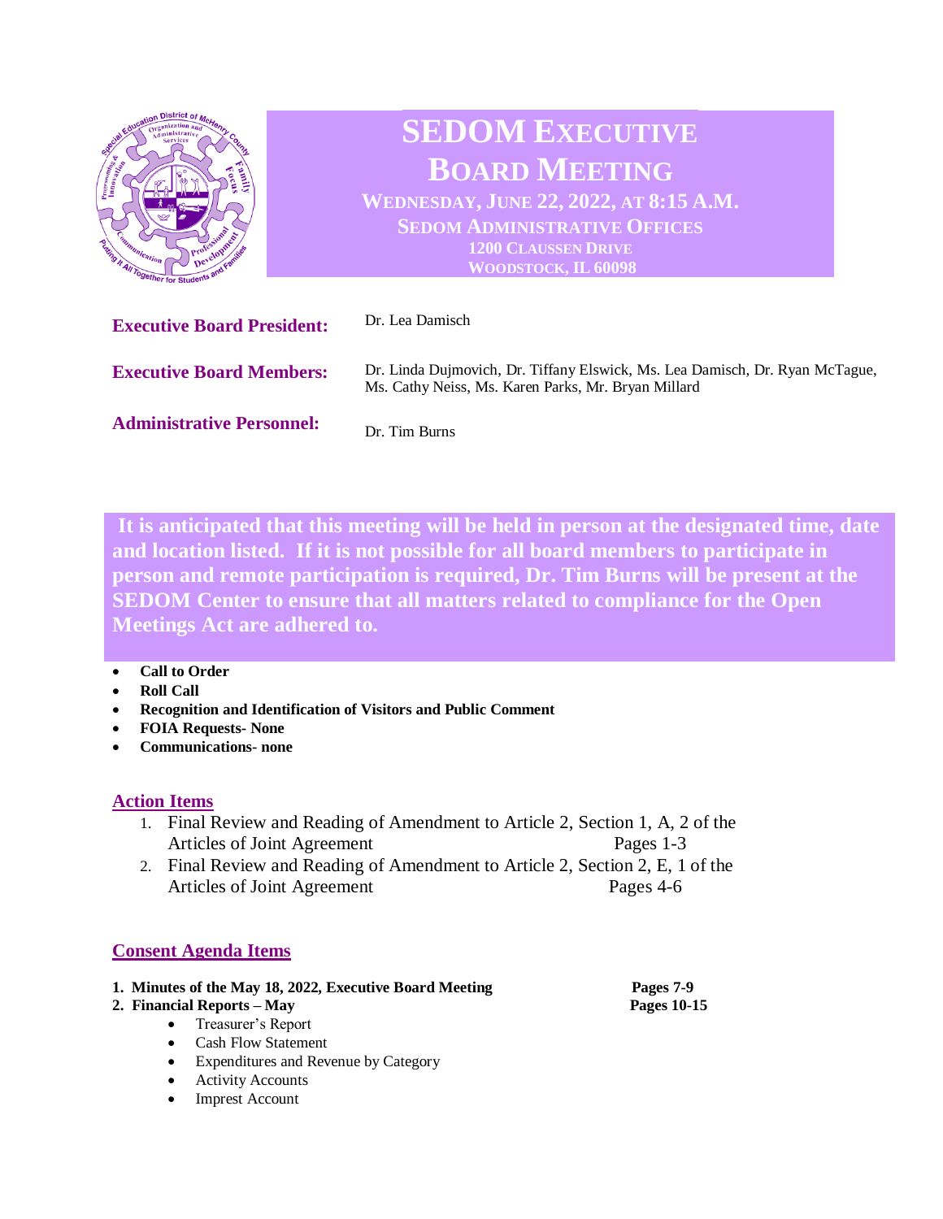# SEDOM Executive Board Meeting

**Wednesday, June 22, 2022, at 8:15 A.M.**
**SEDOM Administrative Offices**
**1200 Claussen Drive**
**Woodstock, IL 60098**

**Executive Board President:** Dr. Lea Damisch

**Executive Board Members:** Dr. Linda Dujmovich, Dr. Tiffany Elswick, Ms. Lea Damisch, Dr. Ryan McTague, Ms. Cathy Neiss, Ms. Karen Parks, Mr. Bryan Millard

**Administrative Personnel:** Dr. Tim Burns

**It is anticipated that this meeting will be held in person at the designated time, date and location listed. If it is not possible for all board members to participate in person and remote participation is required, Dr. Tim Burns will be present at the SEDOM Center to ensure that all matters related to compliance for the Open Meetings Act are adhered to.**

- **Call to Order**
- **Roll Call**
- **Recognition and Identification of Visitors and Public Comment**
- **FOIA Requests- None**
- **Communications- none**

## Action Items

1. Final Review and Reading of Amendment to Article 2, Section 1, A, 2 of the Articles of Joint Agreement — Pages 1-3
2. Final Review and Reading of Amendment to Article 2, Section 2, E, 1 of the Articles of Joint Agreement — Pages 4-6

## Consent Agenda Items

1. **Minutes of the May 18, 2022, Executive Board Meeting** — **Pages 7-9**
2. **Financial Reports – May** — **Pages 10-15**
   - Treasurer's Report
   - Cash Flow Statement
   - Expenditures and Revenue by Category
   - Activity Accounts
   - Imprest Account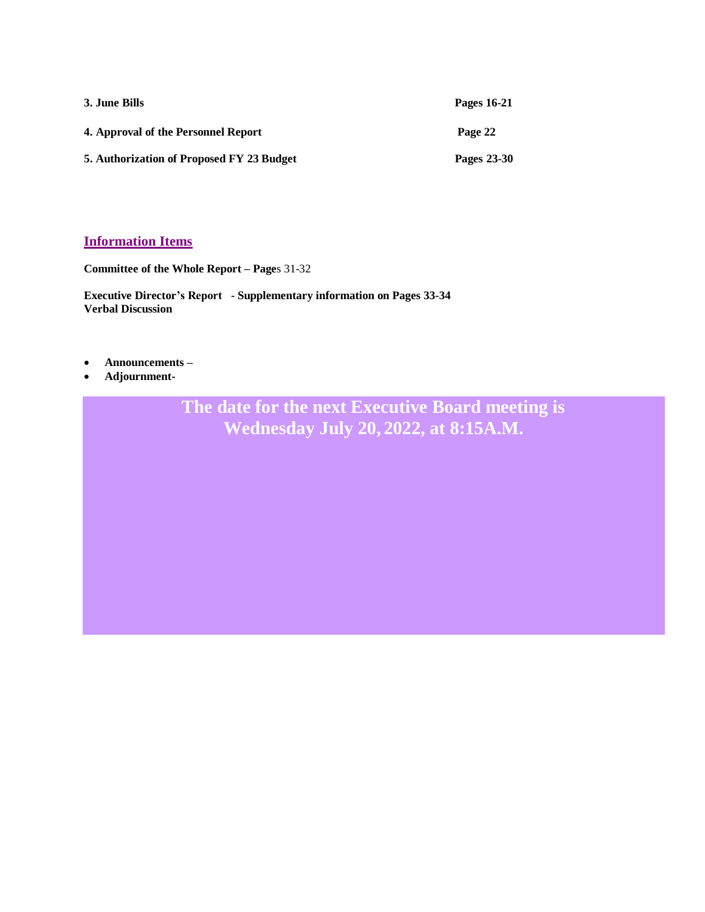**3. June Bills** **Pages 16-21**

**4. Approval of the Personnel Report** **Page 22**

**5. Authorization of Proposed FY 23 Budget** **Pages 23-30**

## Information Items

**Committee of the Whole Report – Page**s 31-32

**Executive Director's Report - Supplementary information on Pages 33-34**
**Verbal Discussion**

- **Announcements –**
- **Adjournment-**

**The date for the next Executive Board meeting is Wednesday July 20, 2022, at 8:15A.M.**